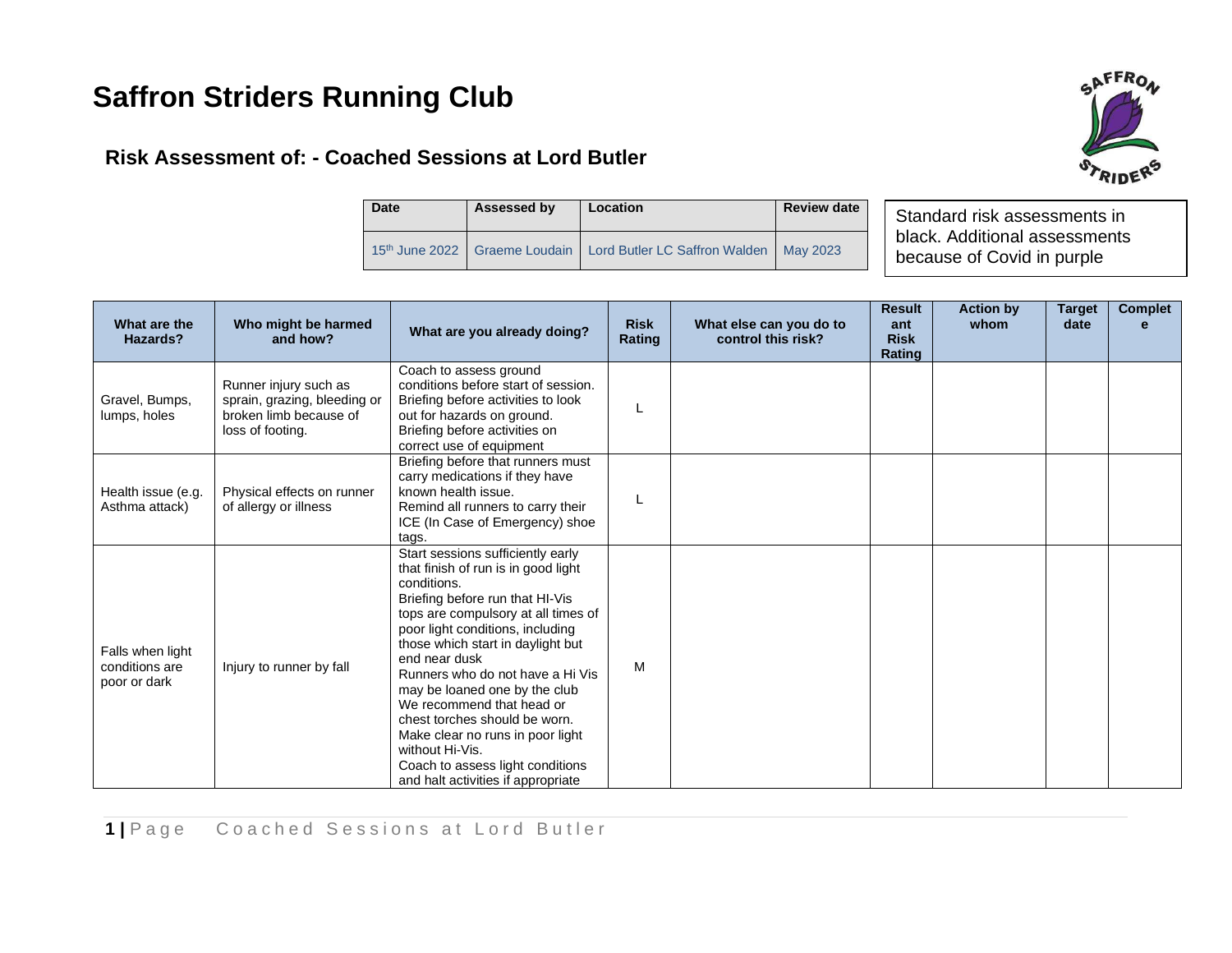# Saffron Striders Running Club

## Risk Assessment of: - Coached Sessions at Lord Butler

| Date | Assessed by | Location | Review date |
|---|---|---|---|
| 15th June 2022 | Graeme Loudain | Lord Butler LC Saffron Walden | May 2023 |

Standard risk assessments in black. Additional assessments because of Covid in purple

| What are the Hazards? | Who might be harmed and how? | What are you already doing? | Risk Rating | What else can you do to control this risk? | Resultant Risk Rating | Action by whom | Target date | Complete |
|---|---|---|---|---|---|---|---|---|
| Gravel, Bumps, lumps, holes | Runner injury such as sprain, grazing, bleeding or broken limb because of loss of footing. | Coach to assess ground conditions before start of session. Briefing before activities to look out for hazards on ground. Briefing before activities on correct use of equipment | L | | | | | |
| Health issue (e.g. Asthma attack) | Physical effects on runner of allergy or illness | Briefing before that runners must carry medications if they have known health issue. Remind all runners to carry their ICE (In Case of Emergency) shoe tags. | L | | | | | |
| Falls when light conditions are poor or dark | Injury to runner by fall | Start sessions sufficiently early that finish of run is in good light conditions. Briefing before run that HI-Vis tops are compulsory at all times of poor light conditions, including those which start in daylight but end near dusk Runners who do not have a Hi Vis may be loaned one by the club We recommend that head or chest torches should be worn. Make clear no runs in poor light without Hi-Vis. Coach to assess light conditions and halt activities if appropriate | M | | | | | |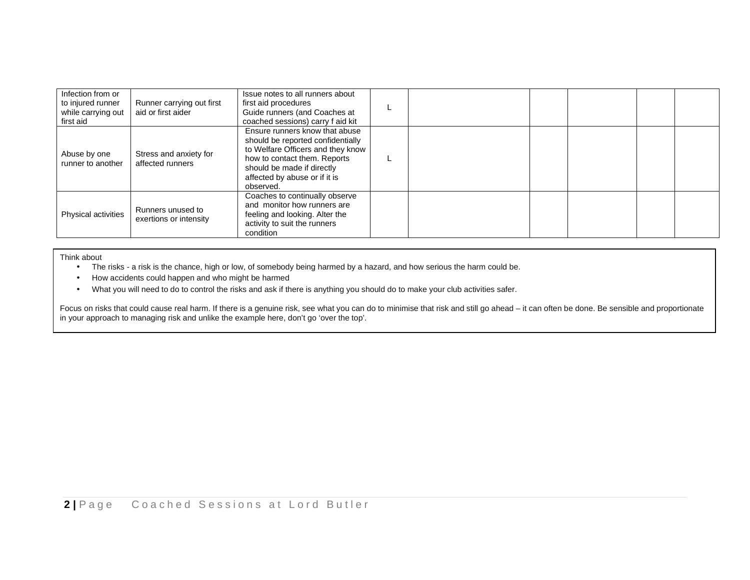| | | | | | | | | |
|---|---|---|---|---|---|---|---|---|
| Infection from or to injured runner while carrying out first aid | Runner carrying out first aid or first aider | Issue notes to all runners about first aid procedures<br>Guide runners (and Coaches at coached sessions) carry f aid kit | L | | | | | |
| Abuse by one runner to another | Stress and anxiety for affected runners | Ensure runners know that abuse should be reported confidentially to Welfare Officers and they know how to contact them. Reports should be made if directly affected by abuse or if it is observed. | L | | | | | |
| Physical activities | Runners unused to exertions or intensity | Coaches to continually observe and monitor how runners are feeling and looking. Alter the activity to suit the runners condition | | | | | | |

Think about

- The risks - a risk is the chance, high or low, of somebody being harmed by a hazard, and how serious the harm could be.
- How accidents could happen and who might be harmed
- What you will need to do to control the risks and ask if there is anything you should do to make your club activities safer.

Focus on risks that could cause real harm. If there is a genuine risk, see what you can do to minimise that risk and still go ahead – it can often be done. Be sensible and proportionate in your approach to managing risk and unlike the example here, don't go 'over the top'.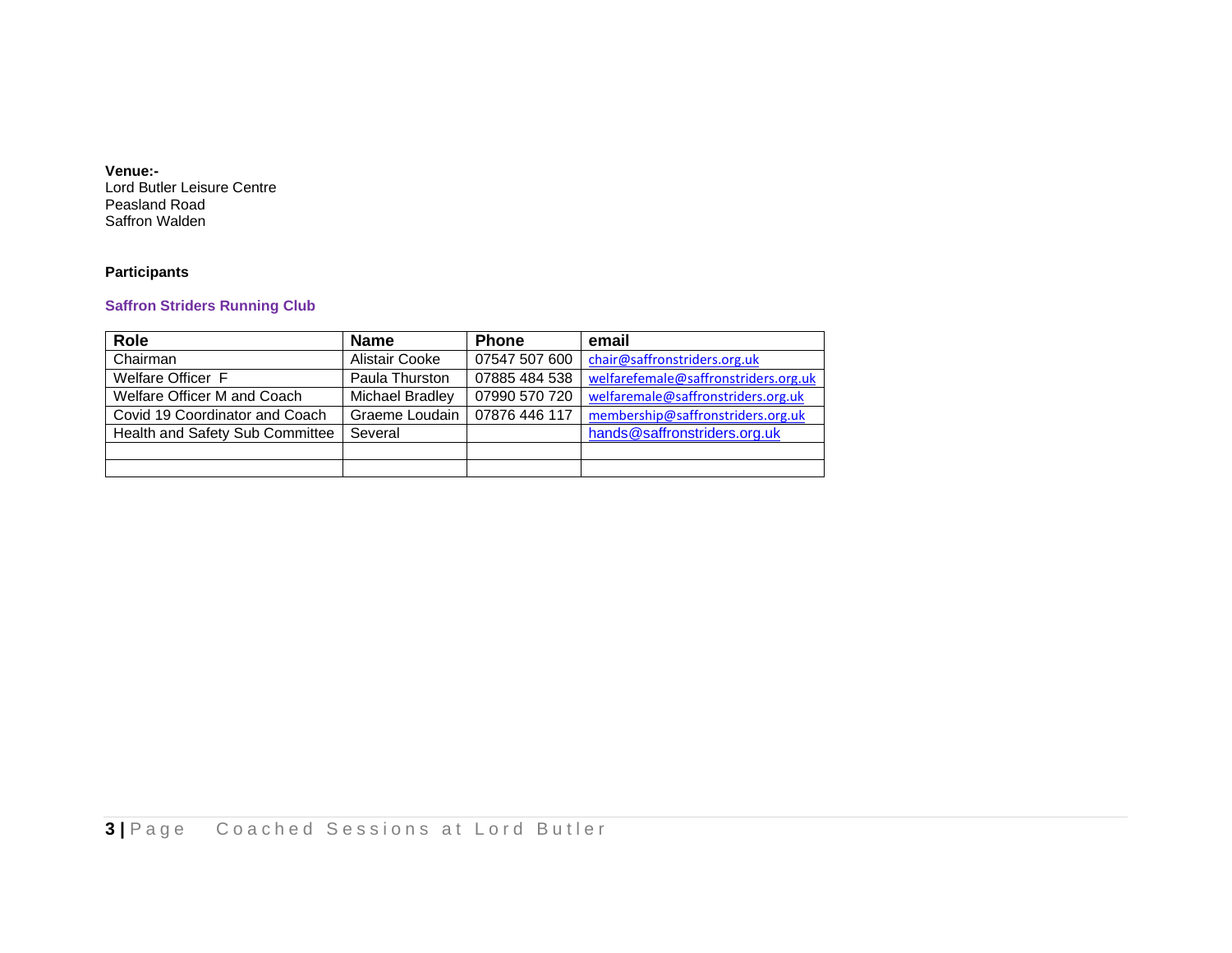**Venue:-**
Lord Butler Leisure Centre
Peasland Road
Saffron Walden

**Participants**

**Saffron Striders Running Club**

| Role | Name | Phone | email |
|---|---|---|---|
| Chairman | Alistair Cooke | 07547 507 600 | chair@saffronstriders.org.uk |
| Welfare Officer F | Paula Thurston | 07885 484 538 | welfarefemale@saffronstriders.org.uk |
| Welfare Officer M and Coach | Michael Bradley | 07990 570 720 | welfaremale@saffronstriders.org.uk |
| Covid 19 Coordinator and Coach | Graeme Loudain | 07876 446 117 | membership@saffronstriders.org.uk |
| Health and Safety Sub Committee | Several | | hands@saffronstriders.org.uk |
| | | | |
| | | | |